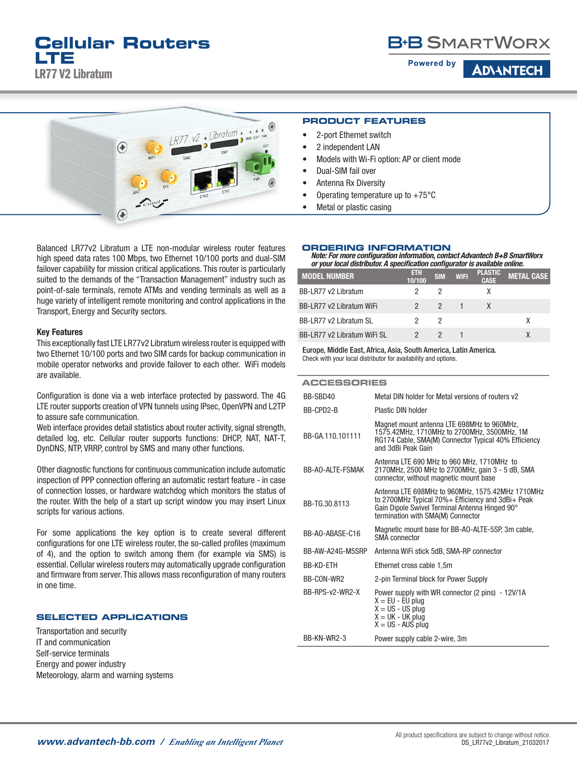# Cellular Routers LTE

## LR77 V2 Libratum

B+B SmartWorx
Powered by ADVANTECH

## PRODUCT FEATURES

- 2-port Ethernet switch
- 2 independent LAN
- Models with Wi-Fi option: AP or client mode
- Dual-SIM fail over
- Antenna Rx Diversity
- Operating temperature up to +75°C
- Metal or plastic casing

Balanced LR77v2 Libratum a LTE non-modular wireless router features high speed data rates 100 Mbps, two Ethernet 10/100 ports and dual-SIM failover capability for mission critical applications. This router is particularly suited to the demands of the "Transaction Management" industry such as point-of-sale terminals, remote ATMs and vending terminals as well as a huge variety of intelligent remote monitoring and control applications in the Transport, Energy and Security sectors.

**Key Features**

This exceptionally fast LTE LR77v2 Libratum wireless router is equipped with two Ethernet 10/100 ports and two SIM cards for backup communication in mobile operator networks and provide failover to each other. WiFi models are available.

Configuration is done via a web interface protected by password. The 4G LTE router supports creation of VPN tunnels using IPsec, OpenVPN and L2TP to assure safe communication.
Web interface provides detail statistics about router activity, signal strength, detailed log, etc. Cellular router supports functions: DHCP, NAT, NAT-T, DynDNS, NTP, VRRP, control by SMS and many other functions.

Other diagnostic functions for continuous communication include automatic inspection of PPP connection offering an automatic restart feature - in case of connection losses, or hardware watchdog which monitors the status of the router. With the help of a start up script window you may insert Linux scripts for various actions.

For some applications the key option is to create several different configurations for one LTE wireless router, the so-called profiles (maximum of 4), and the option to switch among them (for example via SMS) is essential. Cellular wireless routers may automatically upgrade configuration and firmware from server. This allows mass reconfiguration of many routers in one time.

## SELECTED APPLICATIONS

Transportation and security
IT and communication
Self-service terminals
Energy and power industry
Meteorology, alarm and warning systems

## ORDERING INFORMATION

*Note: For more configuration information, contact Advantech B+B SmartWorx or your local distributor. A specification configurator is available online.*

| MODEL NUMBER | ETH 10/100 | SIM | WIFI | PLASTIC CASE | METAL CASE |
|---|---|---|---|---|---|
| BB-LR77 v2 Libratum | 2 | 2 | | X | |
| BB-LR77 v2 Libratum WiFi | 2 | 2 | 1 | X | |
| BB-LR77 v2 Libratum SL | 2 | 2 | | | X |
| BB-LR77 v2 Libratum WiFi SL | 2 | 2 | 1 | | X |

Europe, Middle East, Africa, Asia, South America, Latin America.
Check with your local distributor for availability and options.

## ACCESSORIES

| | |
|---|---|
| BB-SBD40 | Metal DIN holder for Metal versions of routers v2 |
| BB-CPD2-B | Plastic DIN holder |
| BB-GA.110.101111 | Magnet mount antenna LTE 698MHz to 960MHz, 1575.42MHz, 1710MHz to 2700MHz, 3500MHz, 1M RG174 Cable, SMA(M) Connector Typical 40% Efficiency and 3dBi Peak Gain |
| BB-AO-ALTE-FSMAK | Antenna LTE 690 MHz to 960 MHz, 1710MHz to 2170MHz, 2500 MHz to 2700MHz, gain 3 - 5 dB, SMA connector, without magnetic mount base |
| BB-TG.30.8113 | Antenna LTE 698MHz to 960MHz, 1575.42MHz 1710MHz to 2700MHz Typical 70%+ Efficiency and 3dBi+ Peak Gain Dipole Swivel Terminal Antenna Hinged 90° termination with SMA(M) Connector |
| BB-AO-ABASE-C16 | Magnetic mount base for BB-AO-ALTE-5SP, 3m cable, SMA connector |
| BB-AW-A24G-M5SRP | Antenna WiFi stick 5dB, SMA-RP connector |
| BB-KD-ETH | Ethernet cross cable 1,5m |
| BB-CON-WR2 | 2-pin Terminal block for Power Supply |
| BB-RPS-v2-WR2-X | Power supply with WR connector (2 pins) - 12V/1A<br>X = EU - EU plug<br>X = US - US plug<br>X = UK - UK plug<br>X = US - AUS plug |
| BB-KN-WR2-3 | Power supply cable 2-wire, 3m |

www.advantech-bb.com / *Enabling an Intelligent Planet*

All product specifications are subject to change without notice.
DS_LR77v2_Libratum_21032017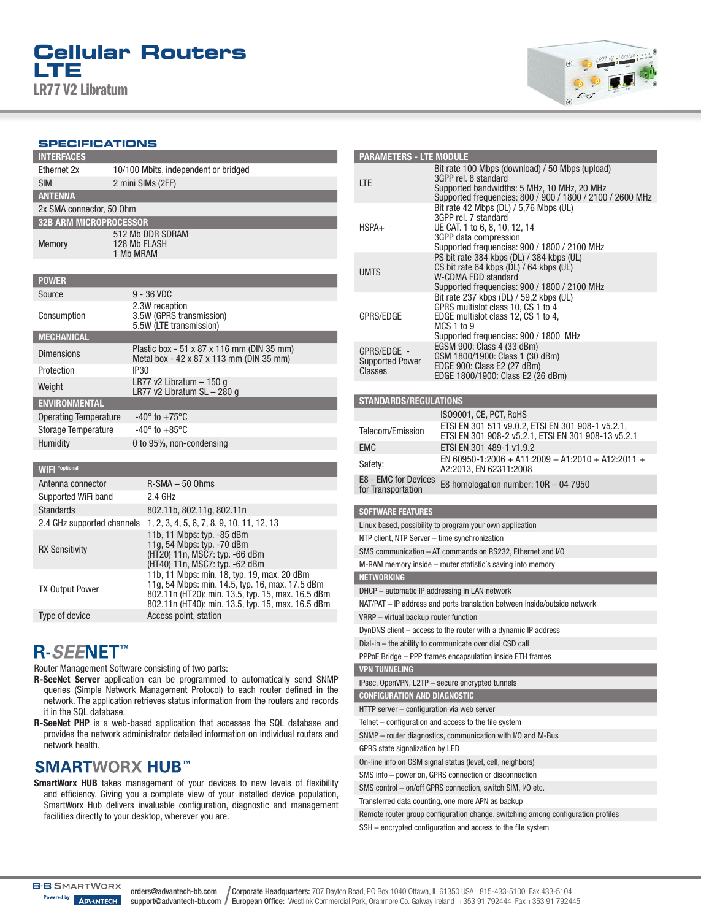# Cellular Routers LTE

## LR77 V2 Libratum

## SPECIFICATIONS

| INTERFACES | |
|---|---|
| Ethernet 2x | 10/100 Mbits, independent or bridged |
| SIM | 2 mini SIMs (2FF) |
| **ANTENNA** | |
| 2x SMA connector, 50 Ohm | |
| **32B ARM MICROPROCESSOR** | |
| Memory | 512 Mb DDR SDRAM<br>128 Mb FLASH<br>1 Mb MRAM |

| POWER | |
|---|---|
| Source | 9 - 36 VDC |
| Consumption | 2.3W reception<br>3.5W (GPRS transmission)<br>5.5W (LTE transmission) |
| **MECHANICAL** | |
| Dimensions | Plastic box - 51 x 87 x 116 mm (DIN 35 mm)<br>Metal box - 42 x 87 x 113 mm (DIN 35 mm) |
| Protection | IP30 |
| Weight | LR77 v2 Libratum – 150 g<br>LR77 v2 Libratum SL – 280 g |
| **ENVIRONMENTAL** | |
| Operating Temperature | -40° to +75°C |
| Storage Temperature | -40° to +85°C |
| Humidity | 0 to 95%, non-condensing |

| WIFI *optional | |
|---|---|
| Antenna connector | R-SMA – 50 Ohms |
| Supported WiFi band | 2.4 GHz |
| Standards | 802.11b, 802.11g, 802.11n |
| 2.4 GHz supported channels | 1, 2, 3, 4, 5, 6, 7, 8, 9, 10, 11, 12, 13 |
| RX Sensitivity | 11b, 11 Mbps: typ. -85 dBm<br>11g, 54 Mbps: typ. -70 dBm<br>(HT20) 11n, MSC7: typ. -66 dBm<br>(HT40) 11n, MSC7: typ. -62 dBm |
| TX Output Power | 11b, 11 Mbps: min. 18, typ. 19, max. 20 dBm<br>11g, 54 Mbps: min. 14.5, typ. 16, max. 17.5 dBm<br>802.11n (HT20): min. 13.5, typ. 15, max. 16.5 dBm<br>802.11n (HT40): min. 13.5, typ. 15, max. 16.5 dBm |
| Type of device | Access point, station |

## R-SEENET™

Router Management Software consisting of two parts:

**R-SeeNet Server** application can be programmed to automatically send SNMP queries (Simple Network Management Protocol) to each router defined in the network. The application retrieves status information from the routers and records it in the SQL database.

**R-SeeNet PHP** is a web-based application that accesses the SQL database and provides the network administrator detailed information on individual routers and network health.

## SMARTWORX HUB™

**SmartWorx HUB** takes management of your devices to new levels of flexibility and efficiency. Giving you a complete view of your installed device population, SmartWorx Hub delivers invaluable configuration, diagnostic and management facilities directly to your desktop, wherever you are.

| PARAMETERS - LTE MODULE | |
|---|---|
| LTE | Bit rate 100 Mbps (download) / 50 Mbps (upload)<br>3GPP rel. 8 standard<br>Supported bandwidths: 5 MHz, 10 MHz, 20 MHz<br>Supported frequencies: 800 / 900 / 1800 / 2100 / 2600 MHz |
| HSPA+ | Bit rate 42 Mbps (DL) / 5,76 Mbps (UL)<br>3GPP rel. 7 standard<br>UE CAT. 1 to 6, 8, 10, 12, 14<br>3GPP data compression<br>Supported frequencies: 900 / 1800 / 2100 MHz |
| UMTS | PS bit rate 384 kbps (DL) / 384 kbps (UL)<br>CS bit rate 64 kbps (DL) / 64 kbps (UL)<br>W-CDMA FDD standard<br>Supported frequencies: 900 / 1800 / 2100 MHz |
| GPRS/EDGE | Bit rate 237 kbps (DL) / 59,2 kbps (UL)<br>GPRS multislot class 10, CS 1 to 4<br>EDGE multislot class 12, CS 1 to 4,<br>MCS 1 to 9<br>Supported frequencies: 900 / 1800 MHz |
| GPRS/EDGE - Supported Power Classes | EGSM 900: Class 4 (33 dBm)<br>GSM 1800/1900: Class 1 (30 dBm)<br>EDGE 900: Class E2 (27 dBm)<br>EDGE 1800/1900: Class E2 (26 dBm) |

| STANDARDS/REGULATIONS | |
|---|---|
| | ISO9001, CE, PCT, RoHS |
| Telecom/Emission | ETSI EN 301 511 v9.0.2, ETSI EN 301 908-1 v5.2.1,<br>ETSI EN 301 908-2 v5.2.1, ETSI EN 301 908-13 v5.2.1 |
| EMC | ETSI EN 301 489-1 v1.9.2 |
| Safety: | EN 60950-1:2006 + A11:2009 + A1:2010 + A12:2011 + A2:2013, EN 62311:2008 |
| E8 - EMC for Devices for Transportation | E8 homologation number: 10R – 04 7950 |

| SOFTWARE FEATURES |
|---|
| Linux based, possibility to program your own application |
| NTP client, NTP Server – time synchronization |
| SMS communication – AT commands on RS232, Ethernet and I/O |
| M-RAM memory inside – router statistic´s saving into memory |
| **NETWORKING** |
| DHCP – automatic IP addressing in LAN network |
| NAT/PAT – IP address and ports translation between inside/outside network |
| VRRP – virtual backup router function |
| DynDNS client – access to the router with a dynamic IP address |
| Dial-in – the ability to communicate over dial CSD call |
| PPPoE Bridge – PPP frames encapsulation inside ETH frames |
| **VPN TUNNELING** |
| IPsec, OpenVPN, L2TP – secure encrypted tunnels |
| **CONFIGURATION AND DIAGNOSTIC** |
| HTTP server – configuration via web server |
| Telnet – configuration and access to the file system |
| SNMP – router diagnostics, communication with I/O and M-Bus |
| GPRS state signalization by LED |
| On-line info on GSM signal status (level, cell, neighbors) |
| SMS info – power on, GPRS connection or disconnection |
| SMS control – on/off GPRS connection, switch SIM, I/O etc. |
| Transferred data counting, one more APN as backup |
| Remote router group configuration change, switching among configuration profiles |
| SSH – encrypted configuration and access to the file system |

B+B SmartWorx Powered by Advantech

orders@advantech-bb.com
support@advantech-bb.com

**Corporate Headquarters:** 707 Dayton Road, PO Box 1040 Ottawa, IL 61350 USA 815-433-5100 Fax 433-5104
**European Office:** Westlink Commercial Park, Oranmore Co. Galway Ireland +353 91 792444 Fax +353 91 792445